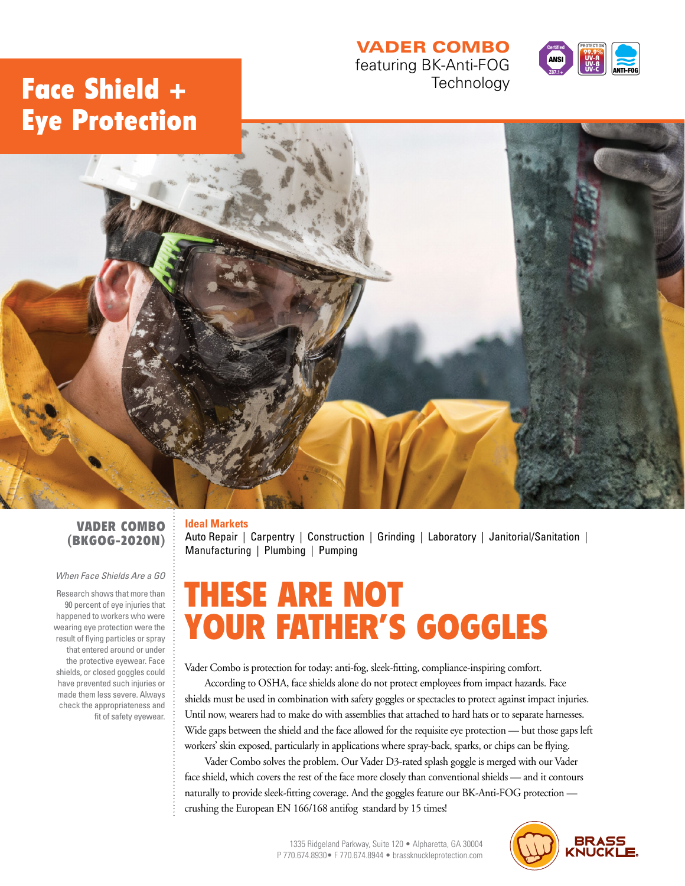# Face Shield + Eye Protection

## VADER COMBO

featuring BK-Anti-FOG Technology

Certified ANSI Z87.1+ | PROTECTION 99.9% UV-A UV-B UV-C | ANTI-FOG

### VADER COMBO (BKGOG-2020N)

*When Face Shields Are a GO*

Research shows that more than 90 percent of eye injuries that happened to workers who were wearing eye protection were the result of flying particles or spray that entered around or under the protective eyewear. Face shields, or closed goggles could have prevented such injuries or made them less severe. Always check the appropriateness and fit of safety eyewear.

**Ideal Markets**

Auto Repair | Carpentry | Construction | Grinding | Laboratory | Janitorial/Sanitation | Manufacturing | Plumbing | Pumping

# THESE ARE NOT YOUR FATHER'S GOGGLES

Vader Combo is protection for today: anti-fog, sleek-fitting, compliance-inspiring comfort.

According to OSHA, face shields alone do not protect employees from impact hazards. Face shields must be used in combination with safety goggles or spectacles to protect against impact injuries. Until now, wearers had to make do with assemblies that attached to hard hats or to separate harnesses. Wide gaps between the shield and the face allowed for the requisite eye protection — but those gaps left workers' skin exposed, particularly in applications where spray-back, sparks, or chips can be flying.

Vader Combo solves the problem. Our Vader D3-rated splash goggle is merged with our Vader face shield, which covers the rest of the face more closely than conventional shields — and it contours naturally to provide sleek-fitting coverage. And the goggles feature our BK-Anti-FOG protection — crushing the European EN 166/168 antifog standard by 15 times!

1335 Ridgeland Parkway, Suite 120 • Alpharetta, GA 30004
P 770.674.8930 • F 770.674.8944 • brassknuckleprotection.com

BRASS KNUCKLE.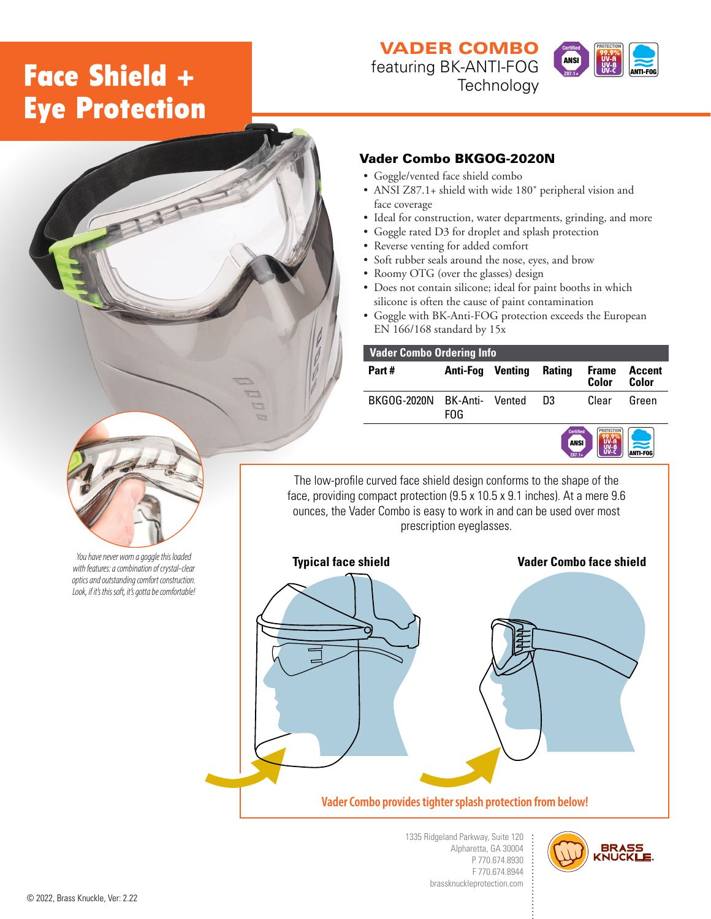# Face Shield + Eye Protection

**VADER COMBO**
featuring BK-ANTI-FOG Technology

## Vader Combo BKGOG-2020N

- Goggle/vented face shield combo
- ANSI Z87.1+ shield with wide 180˚ peripheral vision and face coverage
- Ideal for construction, water departments, grinding, and more
- Goggle rated D3 for droplet and splash protection
- Reverse venting for added comfort
- Soft rubber seals around the nose, eyes, and brow
- Roomy OTG (over the glasses) design
- Does not contain silicone; ideal for paint booths in which silicone is often the cause of paint contamination
- Goggle with BK-Anti-FOG protection exceeds the European EN 166/168 standard by 15x

**Vader Combo Ordering Info**

| Part # | Anti-Fog | Venting | Rating | Frame Color | Accent Color |
|---|---|---|---|---|---|
| BKGOG-2020N | BK-Anti-FOG | Vented | D3 | Clear | Green |

*You have never worn a goggle this loaded with features: a combination of crystal-clear optics and outstanding comfort construction. Look, if it's this soft, it's gotta be comfortable!*

The low-profile curved face shield design conforms to the shape of the face, providing compact protection (9.5 x 10.5 x 9.1 inches). At a mere 9.6 ounces, the Vader Combo is easy to work in and can be used over most prescription eyeglasses.

**Typical face shield**

**Vader Combo face shield**

**Vader Combo provides tighter splash protection from below!**

1335 Ridgeland Parkway, Suite 120
Alpharetta, GA 30004
P 770.674.8930
F 770.674.8944
brassknuckleprotection.com

© 2022, Brass Knuckle, Ver: 2.22